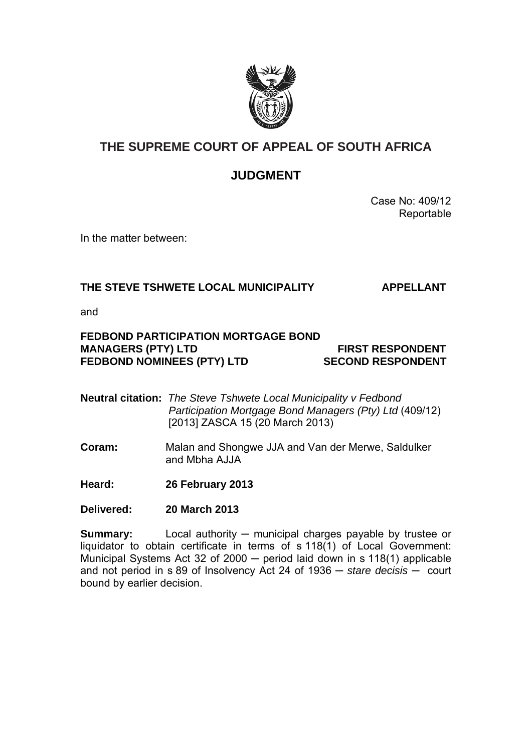# THE SUPREME COURT OF APPEAL OF SOUTH AFRICA

## JUDGMENT

Case No: 409/12
Reportable

In the matter between:

**THE STEVE TSHWETE LOCAL MUNICIPALITY** **APPELLANT**

and

**FEDBOND PARTICIPATION MORTGAGE BOND MANAGERS (PTY) LTD** **FIRST RESPONDENT**
**FEDBOND NOMINEES (PTY) LTD** **SECOND RESPONDENT**

**Neutral citation:** *The Steve Tshwete Local Municipality v Fedbond Participation Mortgage Bond Managers (Pty) Ltd* (409/12) [2013] ZASCA 15 (20 March 2013)

**Coram:** Malan and Shongwe JJA and Van der Merwe, Saldulker and Mbha AJJA

**Heard:** **26 February 2013**

**Delivered:** **20 March 2013**

**Summary:** Local authority ─ municipal charges payable by trustee or liquidator to obtain certificate in terms of s 118(1) of Local Government: Municipal Systems Act 32 of 2000 ─ period laid down in s 118(1) applicable and not period in s 89 of Insolvency Act 24 of 1936 ─ *stare decisis* ─ court bound by earlier decision.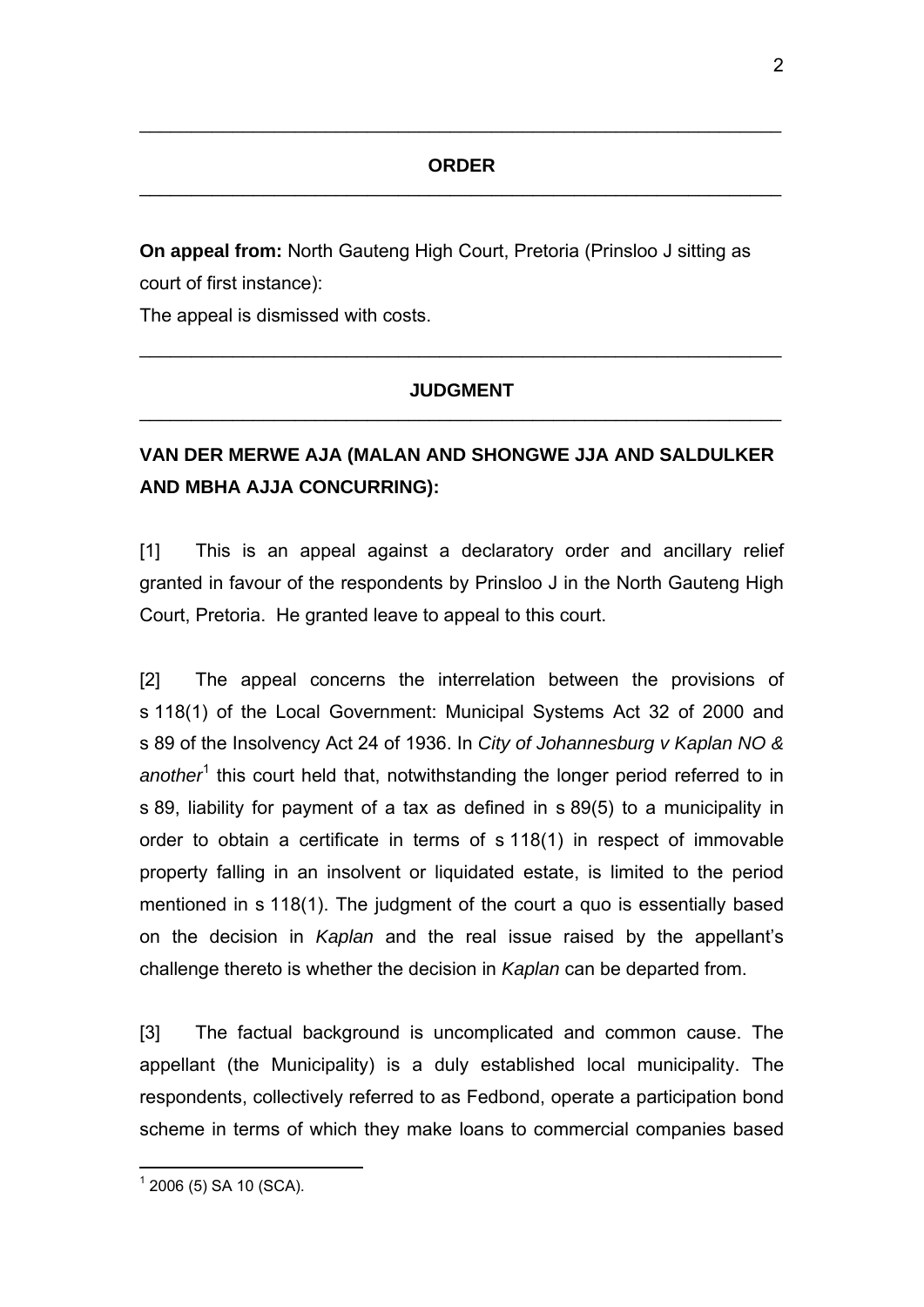## ORDER

**On appeal from:** North Gauteng High Court, Pretoria (Prinsloo J sitting as court of first instance):

The appeal is dismissed with costs.

## JUDGMENT

**VAN DER MERWE AJA (MALAN AND SHONGWE JJA AND SALDULKER AND MBHA AJJA CONCURRING):**

[1] This is an appeal against a declaratory order and ancillary relief granted in favour of the respondents by Prinsloo J in the North Gauteng High Court, Pretoria. He granted leave to appeal to this court.

[2] The appeal concerns the interrelation between the provisions of s 118(1) of the Local Government: Municipal Systems Act 32 of 2000 and s 89 of the Insolvency Act 24 of 1936. In *City of Johannesburg v Kaplan NO & another*[1] this court held that, notwithstanding the longer period referred to in s 89, liability for payment of a tax as defined in s 89(5) to a municipality in order to obtain a certificate in terms of s 118(1) in respect of immovable property falling in an insolvent or liquidated estate, is limited to the period mentioned in s 118(1). The judgment of the court a quo is essentially based on the decision in *Kaplan* and the real issue raised by the appellant's challenge thereto is whether the decision in *Kaplan* can be departed from.

[3] The factual background is uncomplicated and common cause. The appellant (the Municipality) is a duly established local municipality. The respondents, collectively referred to as Fedbond, operate a participation bond scheme in terms of which they make loans to commercial companies based

[1] 2006 (5) SA 10 (SCA).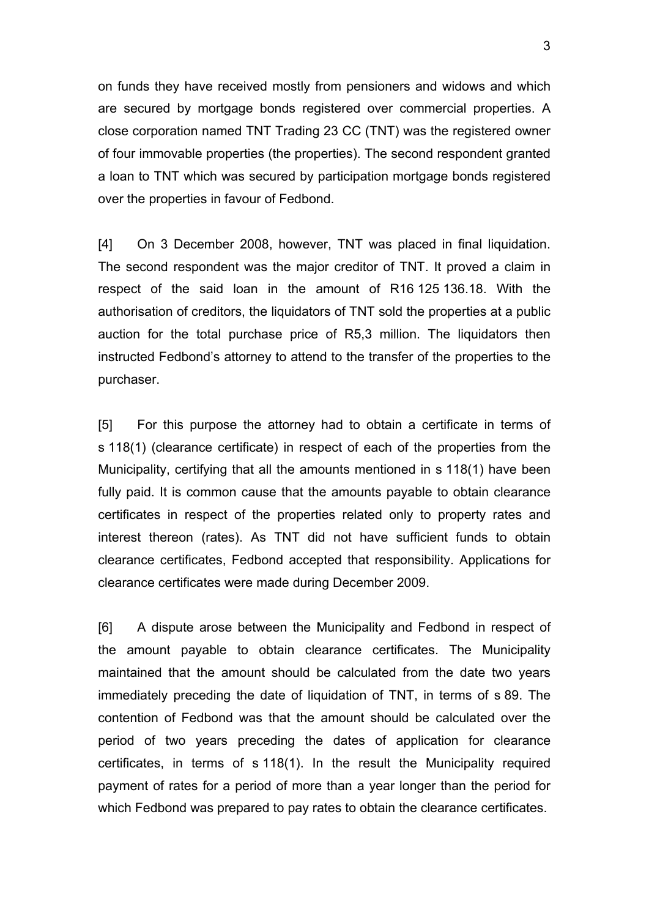on funds they have received mostly from pensioners and widows and which are secured by mortgage bonds registered over commercial properties. A close corporation named TNT Trading 23 CC (TNT) was the registered owner of four immovable properties (the properties). The second respondent granted a loan to TNT which was secured by participation mortgage bonds registered over the properties in favour of Fedbond.

[4] On 3 December 2008, however, TNT was placed in final liquidation. The second respondent was the major creditor of TNT. It proved a claim in respect of the said loan in the amount of R16 125 136.18. With the authorisation of creditors, the liquidators of TNT sold the properties at a public auction for the total purchase price of R5,3 million. The liquidators then instructed Fedbond's attorney to attend to the transfer of the properties to the purchaser.

[5] For this purpose the attorney had to obtain a certificate in terms of s 118(1) (clearance certificate) in respect of each of the properties from the Municipality, certifying that all the amounts mentioned in s 118(1) have been fully paid. It is common cause that the amounts payable to obtain clearance certificates in respect of the properties related only to property rates and interest thereon (rates). As TNT did not have sufficient funds to obtain clearance certificates, Fedbond accepted that responsibility. Applications for clearance certificates were made during December 2009.

[6] A dispute arose between the Municipality and Fedbond in respect of the amount payable to obtain clearance certificates. The Municipality maintained that the amount should be calculated from the date two years immediately preceding the date of liquidation of TNT, in terms of s 89. The contention of Fedbond was that the amount should be calculated over the period of two years preceding the dates of application for clearance certificates, in terms of s 118(1). In the result the Municipality required payment of rates for a period of more than a year longer than the period for which Fedbond was prepared to pay rates to obtain the clearance certificates.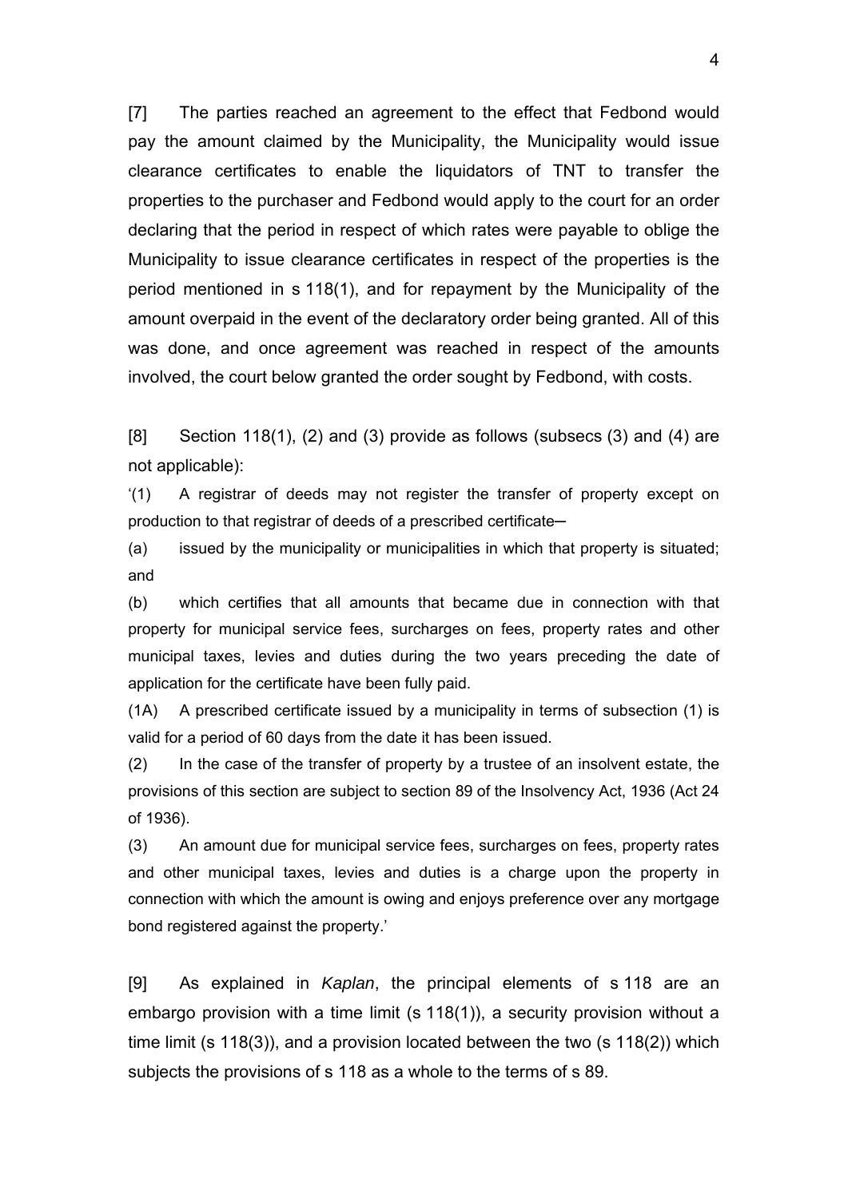[7] The parties reached an agreement to the effect that Fedbond would pay the amount claimed by the Municipality, the Municipality would issue clearance certificates to enable the liquidators of TNT to transfer the properties to the purchaser and Fedbond would apply to the court for an order declaring that the period in respect of which rates were payable to oblige the Municipality to issue clearance certificates in respect of the properties is the period mentioned in s 118(1), and for repayment by the Municipality of the amount overpaid in the event of the declaratory order being granted. All of this was done, and once agreement was reached in respect of the amounts involved, the court below granted the order sought by Fedbond, with costs.

[8] Section 118(1), (2) and (3) provide as follows (subsecs (3) and (4) are not applicable):

'(1) A registrar of deeds may not register the transfer of property except on production to that registrar of deeds of a prescribed certificate─

(a) issued by the municipality or municipalities in which that property is situated; and

(b) which certifies that all amounts that became due in connection with that property for municipal service fees, surcharges on fees, property rates and other municipal taxes, levies and duties during the two years preceding the date of application for the certificate have been fully paid.

(1A) A prescribed certificate issued by a municipality in terms of subsection (1) is valid for a period of 60 days from the date it has been issued.

(2) In the case of the transfer of property by a trustee of an insolvent estate, the provisions of this section are subject to section 89 of the Insolvency Act, 1936 (Act 24 of 1936).

(3) An amount due for municipal service fees, surcharges on fees, property rates and other municipal taxes, levies and duties is a charge upon the property in connection with which the amount is owing and enjoys preference over any mortgage bond registered against the property.'

[9] As explained in *Kaplan*, the principal elements of s 118 are an embargo provision with a time limit (s 118(1)), a security provision without a time limit (s 118(3)), and a provision located between the two (s 118(2)) which subjects the provisions of s 118 as a whole to the terms of s 89.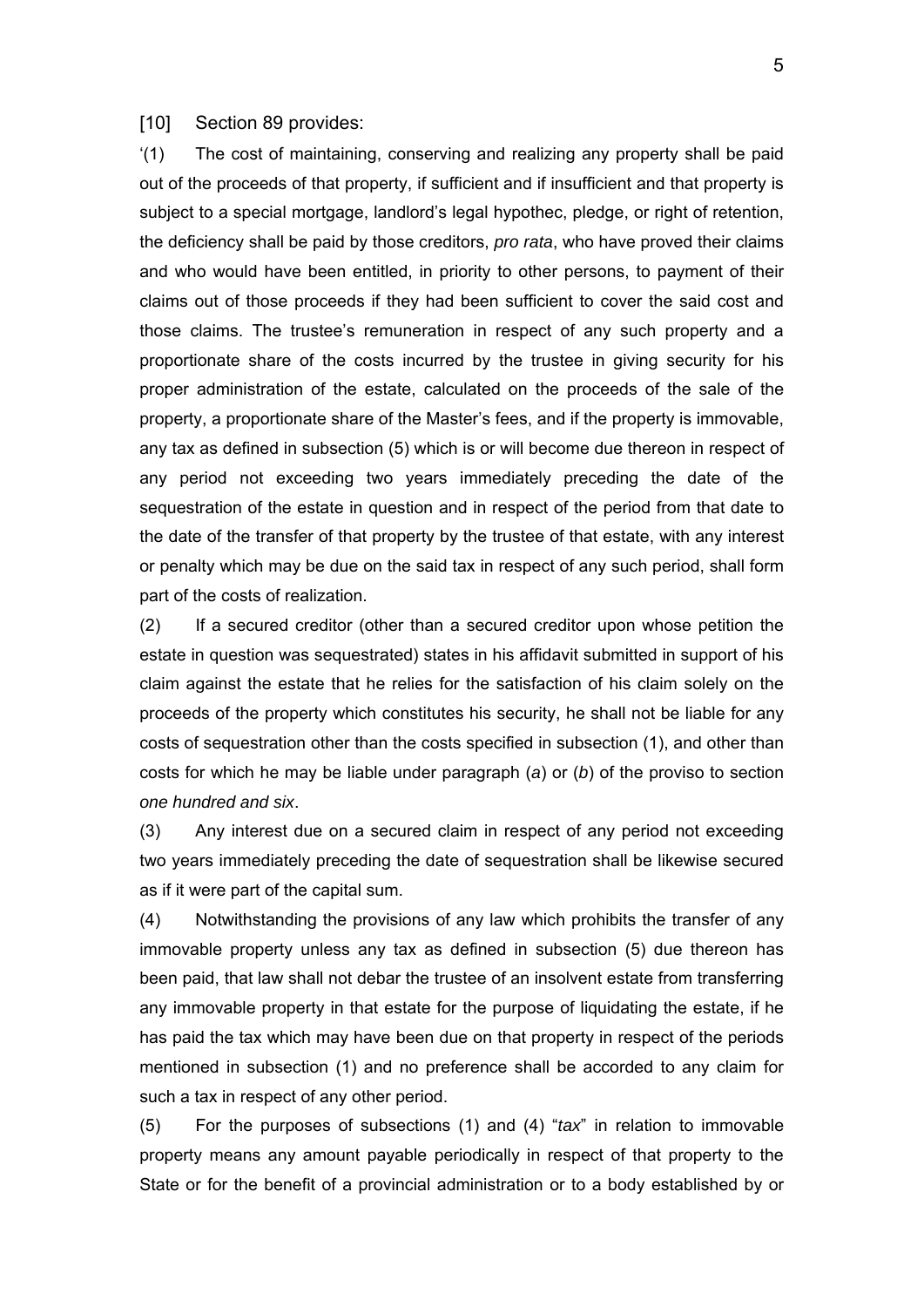[10] Section 89 provides:

'(1) The cost of maintaining, conserving and realizing any property shall be paid out of the proceeds of that property, if sufficient and if insufficient and that property is subject to a special mortgage, landlord's legal hypothec, pledge, or right of retention, the deficiency shall be paid by those creditors, *pro rata*, who have proved their claims and who would have been entitled, in priority to other persons, to payment of their claims out of those proceeds if they had been sufficient to cover the said cost and those claims. The trustee's remuneration in respect of any such property and a proportionate share of the costs incurred by the trustee in giving security for his proper administration of the estate, calculated on the proceeds of the sale of the property, a proportionate share of the Master's fees, and if the property is immovable, any tax as defined in subsection (5) which is or will become due thereon in respect of any period not exceeding two years immediately preceding the date of the sequestration of the estate in question and in respect of the period from that date to the date of the transfer of that property by the trustee of that estate, with any interest or penalty which may be due on the said tax in respect of any such period, shall form part of the costs of realization.

(2) If a secured creditor (other than a secured creditor upon whose petition the estate in question was sequestrated) states in his affidavit submitted in support of his claim against the estate that he relies for the satisfaction of his claim solely on the proceeds of the property which constitutes his security, he shall not be liable for any costs of sequestration other than the costs specified in subsection (1), and other than costs for which he may be liable under paragraph (*a*) or (*b*) of the proviso to section *one hundred and six*.

(3) Any interest due on a secured claim in respect of any period not exceeding two years immediately preceding the date of sequestration shall be likewise secured as if it were part of the capital sum.

(4) Notwithstanding the provisions of any law which prohibits the transfer of any immovable property unless any tax as defined in subsection (5) due thereon has been paid, that law shall not debar the trustee of an insolvent estate from transferring any immovable property in that estate for the purpose of liquidating the estate, if he has paid the tax which may have been due on that property in respect of the periods mentioned in subsection (1) and no preference shall be accorded to any claim for such a tax in respect of any other period.

(5) For the purposes of subsections (1) and (4) "*tax*" in relation to immovable property means any amount payable periodically in respect of that property to the State or for the benefit of a provincial administration or to a body established by or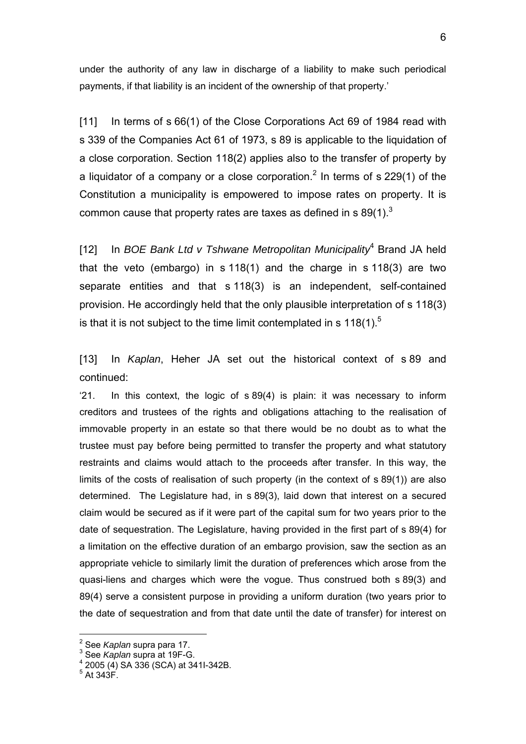under the authority of any law in discharge of a liability to make such periodical payments, if that liability is an incident of the ownership of that property.'

[11] In terms of s 66(1) of the Close Corporations Act 69 of 1984 read with s 339 of the Companies Act 61 of 1973, s 89 is applicable to the liquidation of a close corporation. Section 118(2) applies also to the transfer of property by a liquidator of a company or a close corporation.[2] In terms of s 229(1) of the Constitution a municipality is empowered to impose rates on property. It is common cause that property rates are taxes as defined in s 89(1).[3]

[12] In *BOE Bank Ltd v Tshwane Metropolitan Municipality*[4] Brand JA held that the veto (embargo) in s 118(1) and the charge in s 118(3) are two separate entities and that s 118(3) is an independent, self-contained provision. He accordingly held that the only plausible interpretation of s 118(3) is that it is not subject to the time limit contemplated in s 118(1).[5]

[13] In *Kaplan*, Heher JA set out the historical context of s 89 and continued:

'21. In this context, the logic of s 89(4) is plain: it was necessary to inform creditors and trustees of the rights and obligations attaching to the realisation of immovable property in an estate so that there would be no doubt as to what the trustee must pay before being permitted to transfer the property and what statutory restraints and claims would attach to the proceeds after transfer. In this way, the limits of the costs of realisation of such property (in the context of s 89(1)) are also determined. The Legislature had, in s 89(3), laid down that interest on a secured claim would be secured as if it were part of the capital sum for two years prior to the date of sequestration. The Legislature, having provided in the first part of s 89(4) for a limitation on the effective duration of an embargo provision, saw the section as an appropriate vehicle to similarly limit the duration of preferences which arose from the quasi-liens and charges which were the vogue. Thus construed both s 89(3) and 89(4) serve a consistent purpose in providing a uniform duration (two years prior to the date of sequestration and from that date until the date of transfer) for interest on

---

[2] See *Kaplan* supra para 17.

[3] See *Kaplan* supra at 19F-G.

[4] 2005 (4) SA 336 (SCA) at 341I-342B.

[5] At 343F.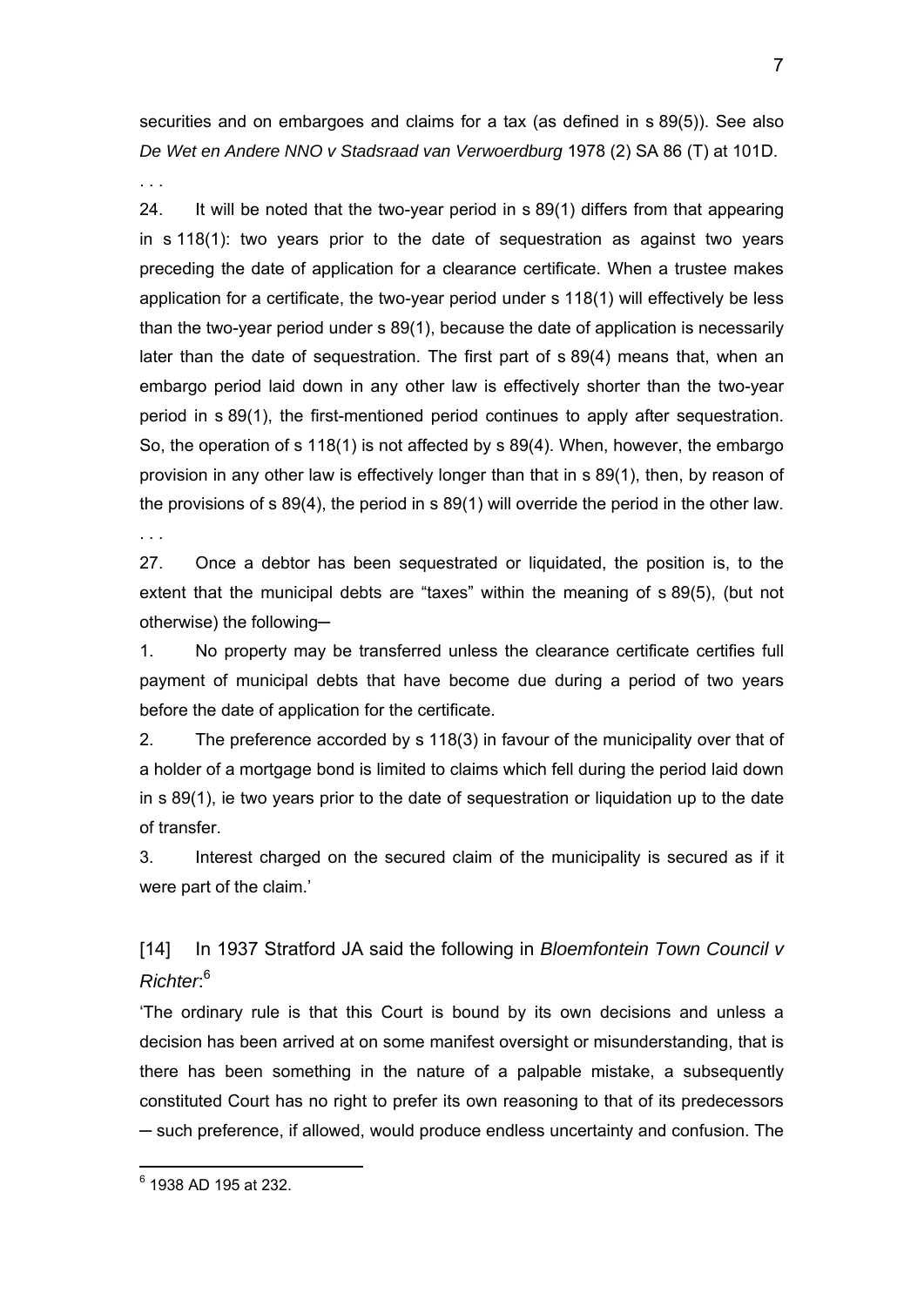securities and on embargoes and claims for a tax (as defined in s 89(5)). See also *De Wet en Andere NNO v Stadsraad van Verwoerdburg* 1978 (2) SA 86 (T) at 101D.

. . .

24. It will be noted that the two-year period in s 89(1) differs from that appearing in s 118(1): two years prior to the date of sequestration as against two years preceding the date of application for a clearance certificate. When a trustee makes application for a certificate, the two-year period under s 118(1) will effectively be less than the two-year period under s 89(1), because the date of application is necessarily later than the date of sequestration. The first part of s 89(4) means that, when an embargo period laid down in any other law is effectively shorter than the two-year period in s 89(1), the first-mentioned period continues to apply after sequestration. So, the operation of s 118(1) is not affected by s 89(4). When, however, the embargo provision in any other law is effectively longer than that in s 89(1), then, by reason of the provisions of s 89(4), the period in s 89(1) will override the period in the other law.

. . .

27. Once a debtor has been sequestrated or liquidated, the position is, to the extent that the municipal debts are "taxes" within the meaning of s 89(5), (but not otherwise) the following─

1. No property may be transferred unless the clearance certificate certifies full payment of municipal debts that have become due during a period of two years before the date of application for the certificate.

2. The preference accorded by s 118(3) in favour of the municipality over that of a holder of a mortgage bond is limited to claims which fell during the period laid down in s 89(1), ie two years prior to the date of sequestration or liquidation up to the date of transfer.

3. Interest charged on the secured claim of the municipality is secured as if it were part of the claim.'

[14] In 1937 Stratford JA said the following in *Bloemfontein Town Council v Richter*:[6]

'The ordinary rule is that this Court is bound by its own decisions and unless a decision has been arrived at on some manifest oversight or misunderstanding, that is there has been something in the nature of a palpable mistake, a subsequently constituted Court has no right to prefer its own reasoning to that of its predecessors ─ such preference, if allowed, would produce endless uncertainty and confusion. The

---

[6] 1938 AD 195 at 232.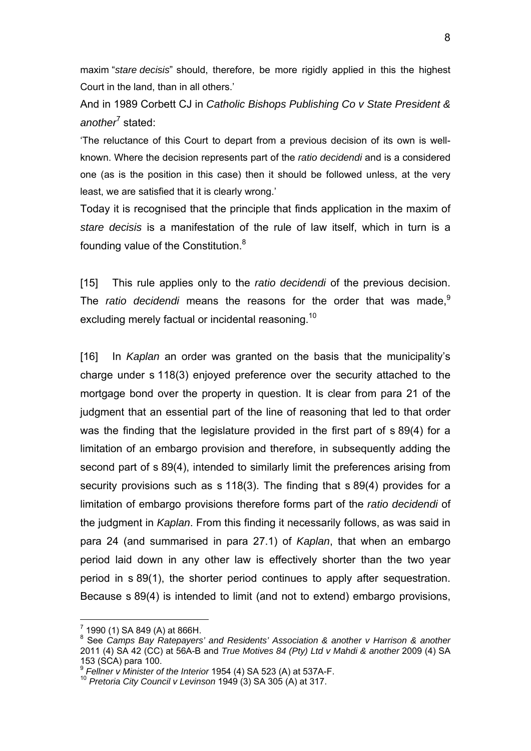maxim "*stare decisis*" should, therefore, be more rigidly applied in this the highest Court in the land, than in all others.'

And in 1989 Corbett CJ in *Catholic Bishops Publishing Co v State President & another*[7] stated:

'The reluctance of this Court to depart from a previous decision of its own is well-known. Where the decision represents part of the *ratio decidendi* and is a considered one (as is the position in this case) then it should be followed unless, at the very least, we are satisfied that it is clearly wrong.'

Today it is recognised that the principle that finds application in the maxim of *stare decisis* is a manifestation of the rule of law itself, which in turn is a founding value of the Constitution.[8]

[15] This rule applies only to the *ratio decidendi* of the previous decision. The *ratio decidendi* means the reasons for the order that was made,[9] excluding merely factual or incidental reasoning.[10]

[16] In *Kaplan* an order was granted on the basis that the municipality's charge under s 118(3) enjoyed preference over the security attached to the mortgage bond over the property in question. It is clear from para 21 of the judgment that an essential part of the line of reasoning that led to that order was the finding that the legislature provided in the first part of s 89(4) for a limitation of an embargo provision and therefore, in subsequently adding the second part of s 89(4), intended to similarly limit the preferences arising from security provisions such as s 118(3). The finding that s 89(4) provides for a limitation of embargo provisions therefore forms part of the *ratio decidendi* of the judgment in *Kaplan*. From this finding it necessarily follows, as was said in para 24 (and summarised in para 27.1) of *Kaplan*, that when an embargo period laid down in any other law is effectively shorter than the two year period in s 89(1), the shorter period continues to apply after sequestration. Because s 89(4) is intended to limit (and not to extend) embargo provisions,

---

[7] 1990 (1) SA 849 (A) at 866H.

[8] See *Camps Bay Ratepayers' and Residents' Association & another v Harrison & another* 2011 (4) SA 42 (CC) at 56A-B and *True Motives 84 (Pty) Ltd v Mahdi & another* 2009 (4) SA 153 (SCA) para 100.

[9] *Fellner v Minister of the Interior* 1954 (4) SA 523 (A) at 537A-F.

[10] *Pretoria City Council v Levinson* 1949 (3) SA 305 (A) at 317.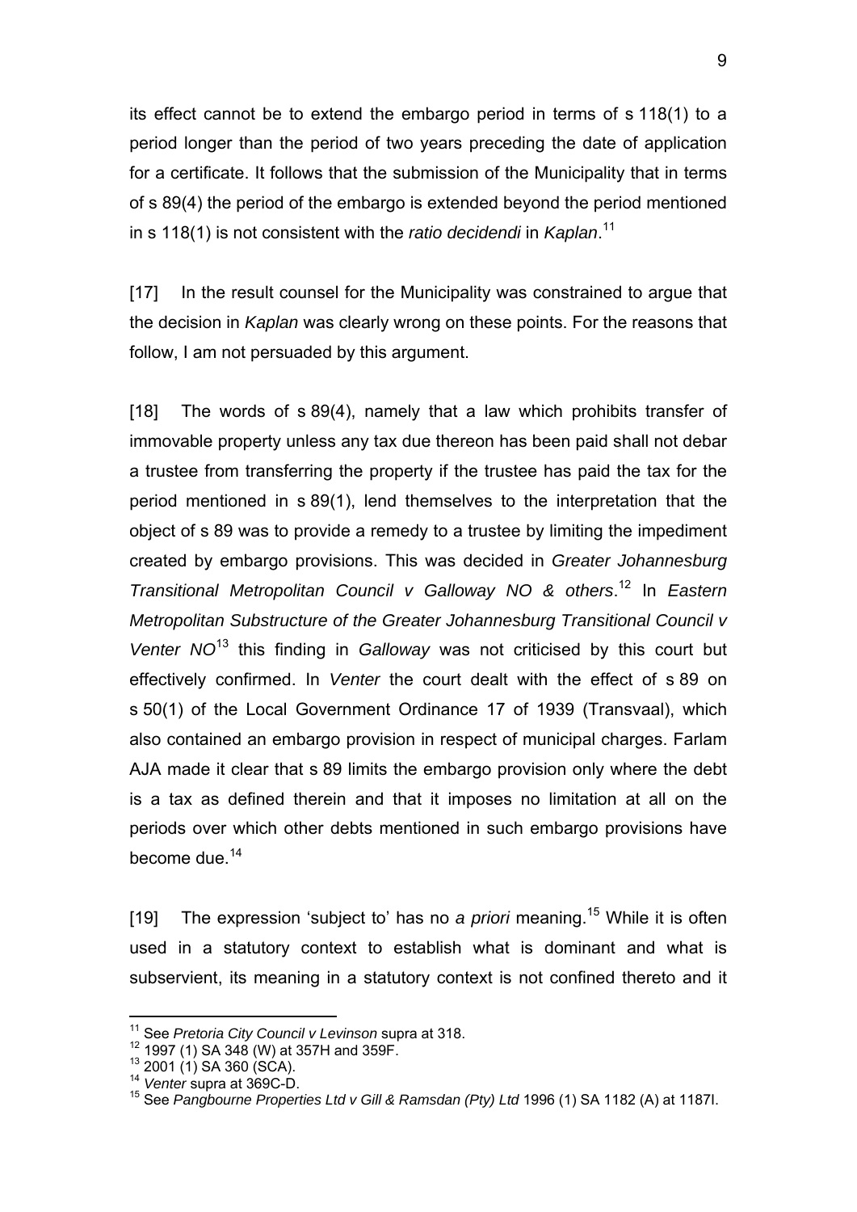its effect cannot be to extend the embargo period in terms of s 118(1) to a period longer than the period of two years preceding the date of application for a certificate. It follows that the submission of the Municipality that in terms of s 89(4) the period of the embargo is extended beyond the period mentioned in s 118(1) is not consistent with the *ratio decidendi* in *Kaplan*.[11]

[17] In the result counsel for the Municipality was constrained to argue that the decision in *Kaplan* was clearly wrong on these points. For the reasons that follow, I am not persuaded by this argument.

[18] The words of s 89(4), namely that a law which prohibits transfer of immovable property unless any tax due thereon has been paid shall not debar a trustee from transferring the property if the trustee has paid the tax for the period mentioned in s 89(1), lend themselves to the interpretation that the object of s 89 was to provide a remedy to a trustee by limiting the impediment created by embargo provisions. This was decided in *Greater Johannesburg Transitional Metropolitan Council v Galloway NO & others*.[12] In *Eastern Metropolitan Substructure of the Greater Johannesburg Transitional Council v Venter NO*[13] this finding in *Galloway* was not criticised by this court but effectively confirmed. In *Venter* the court dealt with the effect of s 89 on s 50(1) of the Local Government Ordinance 17 of 1939 (Transvaal), which also contained an embargo provision in respect of municipal charges. Farlam AJA made it clear that s 89 limits the embargo provision only where the debt is a tax as defined therein and that it imposes no limitation at all on the periods over which other debts mentioned in such embargo provisions have become due.[14]

[19] The expression 'subject to' has no *a priori* meaning.[15] While it is often used in a statutory context to establish what is dominant and what is subservient, its meaning in a statutory context is not confined thereto and it

---

[11] See *Pretoria City Council v Levinson* supra at 318.

[12] 1997 (1) SA 348 (W) at 357H and 359F.

[13] 2001 (1) SA 360 (SCA).

[14] *Venter* supra at 369C-D.

[15] See *Pangbourne Properties Ltd v Gill & Ramsdan (Pty) Ltd* 1996 (1) SA 1182 (A) at 1187I.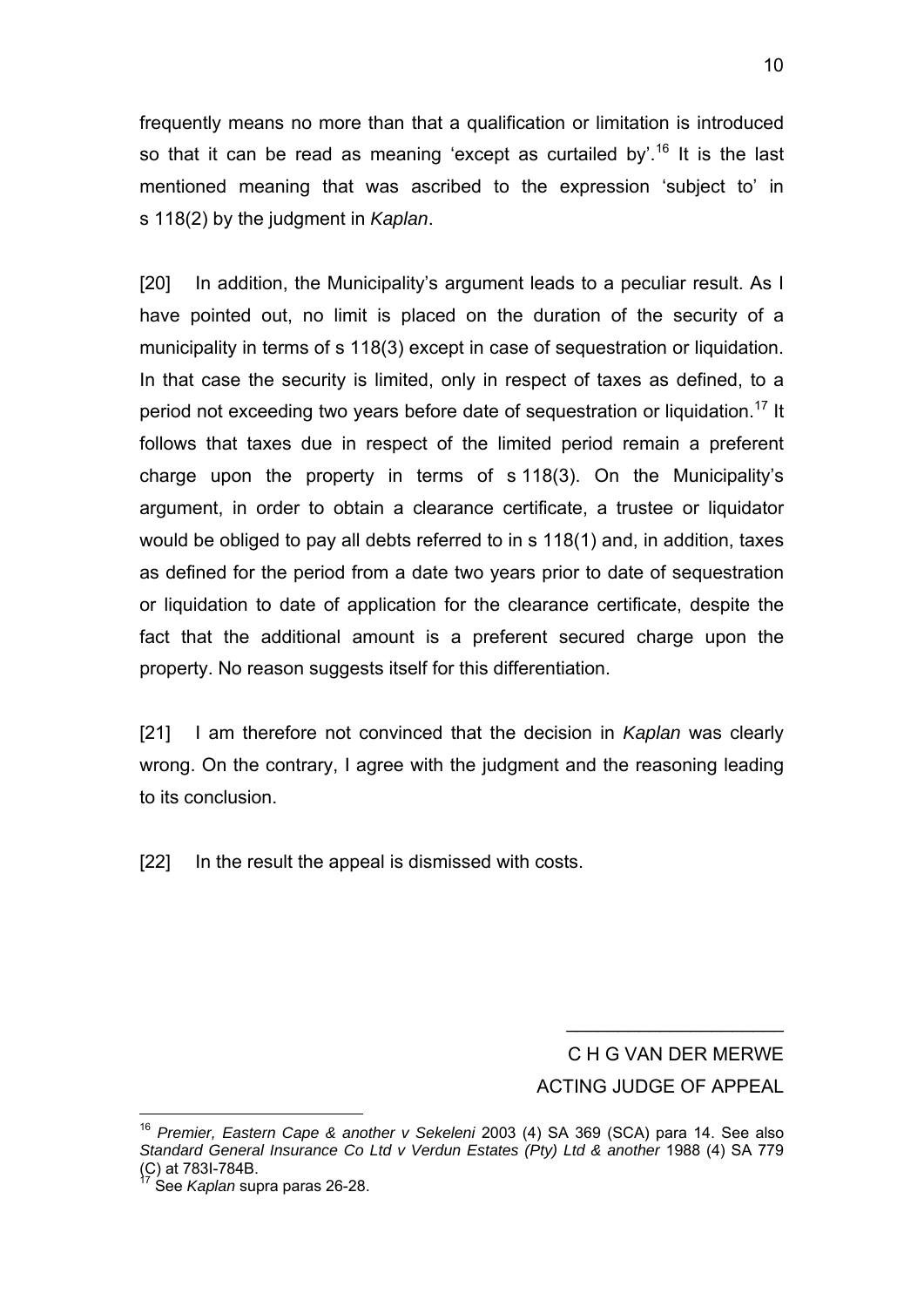frequently means no more than that a qualification or limitation is introduced so that it can be read as meaning 'except as curtailed by'.[16] It is the last mentioned meaning that was ascribed to the expression 'subject to' in s 118(2) by the judgment in *Kaplan*.

[20] In addition, the Municipality's argument leads to a peculiar result. As I have pointed out, no limit is placed on the duration of the security of a municipality in terms of s 118(3) except in case of sequestration or liquidation. In that case the security is limited, only in respect of taxes as defined, to a period not exceeding two years before date of sequestration or liquidation.[17] It follows that taxes due in respect of the limited period remain a preferent charge upon the property in terms of s 118(3). On the Municipality's argument, in order to obtain a clearance certificate, a trustee or liquidator would be obliged to pay all debts referred to in s 118(1) and, in addition, taxes as defined for the period from a date two years prior to date of sequestration or liquidation to date of application for the clearance certificate, despite the fact that the additional amount is a preferent secured charge upon the property. No reason suggests itself for this differentiation.

[21] I am therefore not convinced that the decision in *Kaplan* was clearly wrong. On the contrary, I agree with the judgment and the reasoning leading to its conclusion.

[22] In the result the appeal is dismissed with costs.

C H G VAN DER MERWE
ACTING JUDGE OF APPEAL

---

[16] *Premier, Eastern Cape & another v Sekeleni* 2003 (4) SA 369 (SCA) para 14. See also *Standard General Insurance Co Ltd v Verdun Estates (Pty) Ltd & another* 1988 (4) SA 779 (C) at 783I-784B.

[17] See *Kaplan* supra paras 26-28.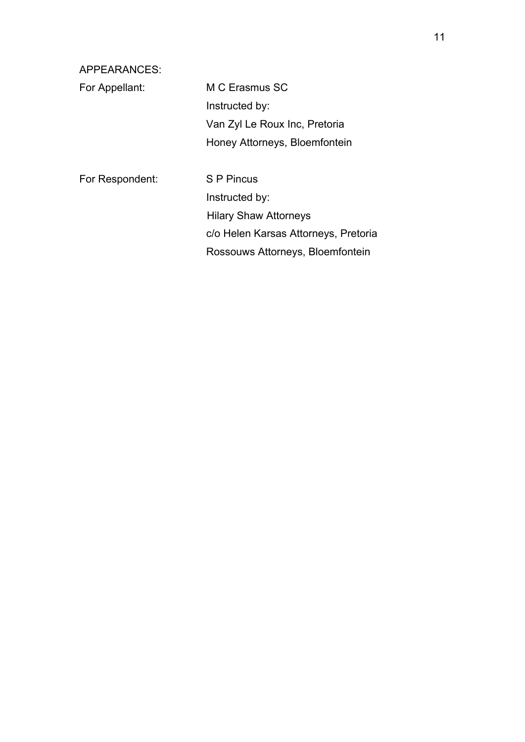APPEARANCES:

| | |
|---|---|
| For Appellant: | M C Erasmus SC |
| | Instructed by: |
| | Van Zyl Le Roux Inc, Pretoria |
| | Honey Attorneys, Bloemfontein |
| | |
| For Respondent: | S P Pincus |
| | Instructed by: |
| | Hilary Shaw Attorneys |
| | c/o Helen Karsas Attorneys, Pretoria |
| | Rossouws Attorneys, Bloemfontein |